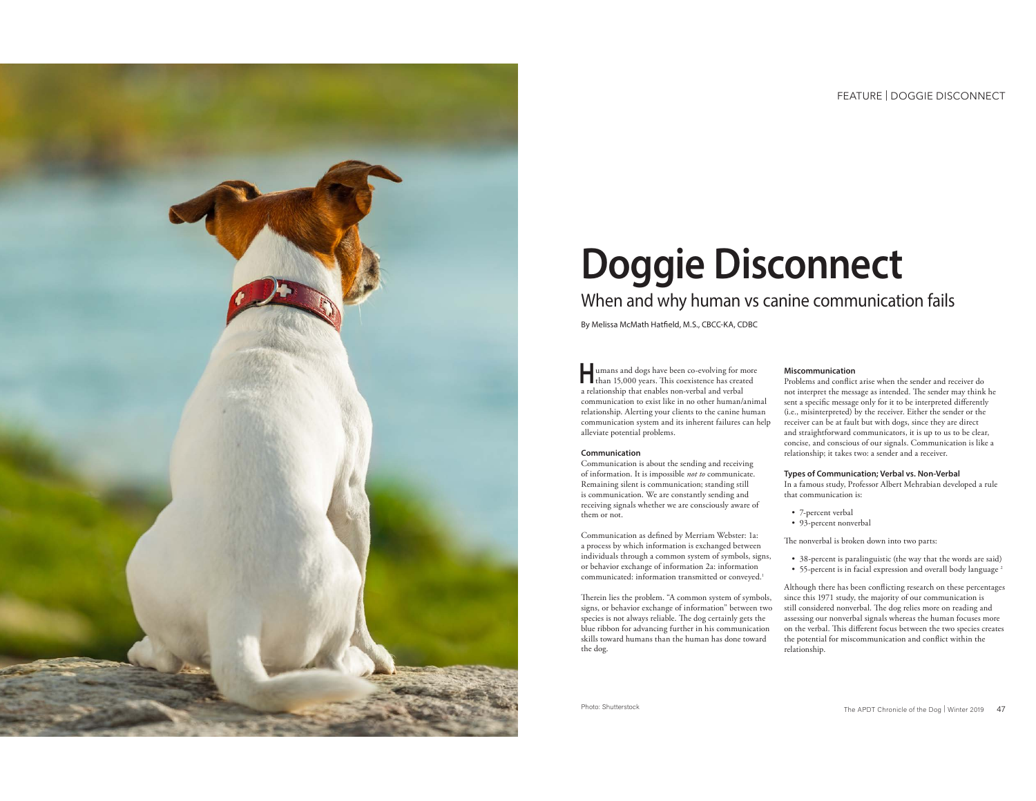# Doggie Disconnect

## When and why human vs canine communication fails

By Melissa McMath Hatfield, M.S., CBCC-KA, CDBC

Humans and dogs have been co-evolving for more than 15,000 years. This coexistence has created a relationship that enables non-verbal and verbal communication to exist like in no other human/animal relationship. Alerting your clients to the canine human communication system and its inherent failures can help alleviate potential problems.

**Communication**

Communication is about the sending and receiving of information. It is impossible *not to* communicate. Remaining silent is communication; standing still is communication. We are constantly sending and receiving signals whether we are consciously aware of them or not.

Communication as defined by Merriam Webster: 1a: a process by which information is exchanged between individuals through a common system of symbols, signs, or behavior exchange of information 2a: information communicated: information transmitted or conveyed.[1]

Therein lies the problem. "A common system of symbols, signs, or behavior exchange of information" between two species is not always reliable. The dog certainly gets the blue ribbon for advancing further in his communication skills toward humans than the human has done toward the dog.

**Miscommunication**

Problems and conflict arise when the sender and receiver do not interpret the message as intended. The sender may think he sent a specific message only for it to be interpreted differently (i.e., misinterpreted) by the receiver. Either the sender or the receiver can be at fault but with dogs, since they are direct and straightforward communicators, it is up to us to be clear, concise, and conscious of our signals. Communication is like a relationship; it takes two: a sender and a receiver.

**Types of Communication; Verbal vs. Non-Verbal**

In a famous study, Professor Albert Mehrabian developed a rule that communication is:

- 7-percent verbal
- 93-percent nonverbal

The nonverbal is broken down into two parts:

- 38-percent is paralinguistic (the way that the words are said)
- 55-percent is in facial expression and overall body language [2]

Although there has been conflicting research on these percentages since this 1971 study, the majority of our communication is still considered nonverbal. The dog relies more on reading and assessing our nonverbal signals whereas the human focuses more on the verbal. This different focus between the two species creates the potential for miscommunication and conflict within the relationship.

Photo: Shutterstock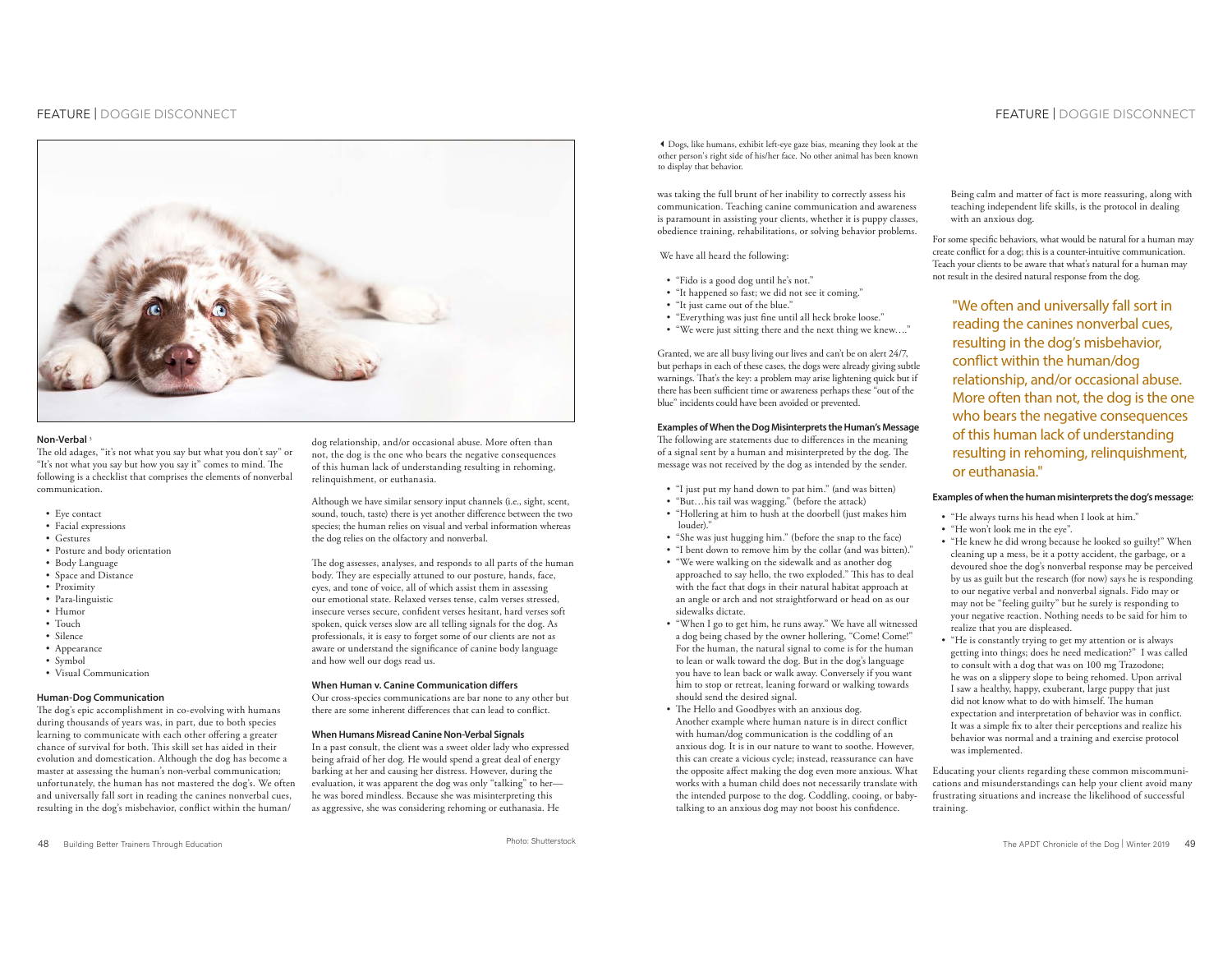**Non-Verbal** ›

The old adages, "it's not what you say but what you don't say" or "It's not what you say but how you say it" comes to mind. The following is a checklist that comprises the elements of nonverbal communication.

- Eye contact
- Facial expressions
- Gestures
- Posture and body orientation
- Body Language
- Space and Distance
- Proximity
- Para-linguistic
- Humor
- Touch
- Silence
- Appearance
- Symbol
- Visual Communication

### Human-Dog Communication

The dog's epic accomplishment in co-evolving with humans during thousands of years was, in part, due to both species learning to communicate with each other offering a greater chance of survival for both. This skill set has aided in their evolution and domestication. Although the dog has become a master at assessing the human's non-verbal communication; unfortunately, the human has not mastered the dog's. We often and universally fall sort in reading the canines nonverbal cues, resulting in the dog's misbehavior, conflict within the human/dog relationship, and/or occasional abuse. More often than not, the dog is the one who bears the negative consequences of this human lack of understanding resulting in rehoming, relinquishment, or euthanasia.

Although we have similar sensory input channels (i.e., sight, scent, sound, touch, taste) there is yet another difference between the two species; the human relies on visual and verbal information whereas the dog relies on the olfactory and nonverbal.

The dog assesses, analyses, and responds to all parts of the human body. They are especially attuned to our posture, hands, face, eyes, and tone of voice, all of which assist them in assessing our emotional state. Relaxed verses tense, calm verses stressed, insecure verses secure, confident verses hesitant, hard verses soft spoken, quick verses slow are all telling signals for the dog. As professionals, it is easy to forget some of our clients are not as aware or understand the significance of canine body language and how well our dogs read us.

### When Human v. Canine Communication differs

Our cross-species communications are bar none to any other but there are some inherent differences that can lead to conflict.

### When Humans Misread Canine Non-Verbal Signals

In a past consult, the client was a sweet older lady who expressed being afraid of her dog. He would spend a great deal of energy barking at her and causing her distress. However, during the evaluation, it was apparent the dog was only "talking" to her—he was bored mindless. Because she was misinterpreting this as aggressive, she was considering rehoming or euthanasia. He was taking the full brunt of her inability to correctly assess his communication. Teaching canine communication and awareness is paramount in assisting your clients, whether it is puppy classes, obedience training, rehabilitations, or solving behavior problems.

◂ Dogs, like humans, exhibit left-eye gaze bias, meaning they look at the other person's right side of his/her face. No other animal has been known to display that behavior.

We have all heard the following:

- "Fido is a good dog until he's not."
- "It happened so fast; we did not see it coming."
- "It just came out of the blue."
- "Everything was just fine until all heck broke loose."
- "We were just sitting there and the next thing we knew…."

Granted, we are all busy living our lives and can't be on alert 24/7, but perhaps in each of these cases, the dogs were already giving subtle warnings. That's the key: a problem may arise lightening quick but if there has been sufficient time or awareness perhaps these "out of the blue" incidents could have been avoided or prevented.

### Examples of When the Dog Misinterprets the Human's Message

The following are statements due to differences in the meaning of a signal sent by a human and misinterpreted by the dog. The message was not received by the dog as intended by the sender.

- "I just put my hand down to pat him." (and was bitten)
- "But…his tail was wagging." (before the attack)
- "Hollering at him to hush at the doorbell (just makes him louder)."
- "She was just hugging him." (before the snap to the face)
- "I bent down to remove him by the collar (and was bitten)."
- "We were walking on the sidewalk and as another dog approached to say hello, the two exploded." This has to deal with the fact that dogs in their natural habitat approach at an angle or arch and not straightforward or head on as our sidewalks dictate.
- "When I go to get him, he runs away." We have all witnessed a dog being chased by the owner hollering, "Come! Come!" For the human, the natural signal to come is for the human to lean or walk toward the dog. But in the dog's language you have to lean back or walk away. Conversely if you want him to stop or retreat, leaning forward or walking towards should send the desired signal.
- The Hello and Goodbyes with an anxious dog. Another example where human nature is in direct conflict with human/dog communication is the coddling of an anxious dog. It is in our nature to want to soothe. However, this can create a vicious cycle; instead, reassurance can have the opposite affect making the dog even more anxious. What works with a human child does not necessarily translate with the intended purpose to the dog. Coddling, cooing, or baby-talking to an anxious dog may not boost his confidence. Being calm and matter of fact is more reassuring, along with teaching independent life skills, is the protocol in dealing with an anxious dog.

For some specific behaviors, what would be natural for a human may create conflict for a dog; this is a counter-intuitive communication. Teach your clients to be aware that what's natural for a human may not result in the desired natural response from the dog.

> "We often and universally fall sort in reading the canines nonverbal cues, resulting in the dog's misbehavior, conflict within the human/dog relationship, and/or occasional abuse. More often than not, the dog is the one who bears the negative consequences of this human lack of understanding resulting in rehoming, relinquishment, or euthanasia."

### Examples of when the human misinterprets the dog's message:

- "He always turns his head when I look at him."
- "He won't look me in the eye".
- "He knew he did wrong because he looked so guilty!" When cleaning up a mess, be it a potty accident, the garbage, or a devoured shoe the dog's nonverbal response may be perceived by us as guilt but the research (for now) says he is responding to our negative verbal and nonverbal signals. Fido may or may not be "feeling guilty" but he surely is responding to your negative reaction. Nothing needs to be said for him to realize that you are displeased.
- "He is constantly trying to get my attention or is always getting into things; does he need medication?" I was called to consult with a dog that was on 100 mg Trazodone; he was on a slippery slope to being rehomed. Upon arrival I saw a healthy, happy, exuberant, large puppy that just did not know what to do with himself. The human expectation and interpretation of behavior was in conflict. It was a simple fix to alter their perceptions and realize his behavior was normal and a training and exercise protocol was implemented.

Educating your clients regarding these common miscommunications and misunderstandings can help your client avoid many frustrating situations and increase the likelihood of successful training.

Photo: Shutterstock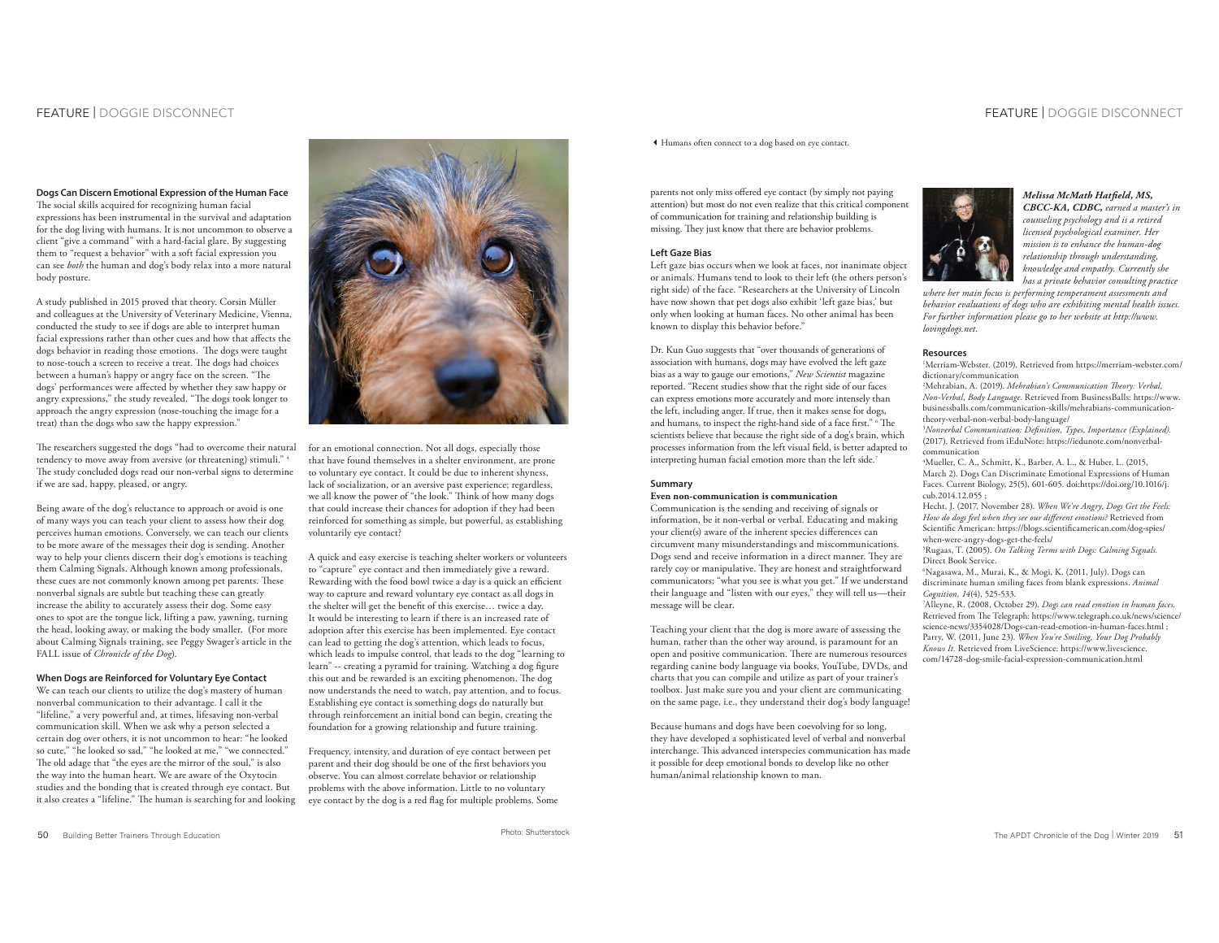## Dogs Can Discern Emotional Expression of the Human Face

The social skills acquired for recognizing human facial expressions has been instrumental in the survival and adaptation for the dog living with humans. It is not uncommon to observe a client "give a command" with a hard-facial glare. By suggesting them to "request a behavior" with a soft facial expression you can see *both* the human and dog's body relax into a more natural body posture.

A study published in 2015 proved that theory. Corsin Müller and colleagues at the University of Veterinary Medicine, Vienna, conducted the study to see if dogs are able to interpret human facial expressions rather than other cues and how that affects the dogs behavior in reading those emotions. The dogs were taught to nose-touch a screen to receive a treat. The dogs had choices between a human's happy or angry face on the screen. "The dogs' performances were affected by whether they saw happy or angry expressions," the study revealed. "The dogs took longer to approach the angry expression (nose-touching the image for a treat) than the dogs who saw the happy expression."

The researchers suggested the dogs "had to overcome their natural tendency to move away from aversive (or threatening) stimuli." [4] The study concluded dogs read our non-verbal signs to determine if we are sad, happy, pleased, or angry.

Being aware of the dog's reluctance to approach or avoid is one of many ways you can teach your client to assess how their dog perceives human emotions. Conversely, we can teach our clients to be more aware of the messages their dog is sending. Another way to help your clients discern their dog's emotions is teaching them Calming Signals. Although known among professionals, these cues are not commonly known among pet parents. These nonverbal signals are subtle but teaching these can greatly increase the ability to accurately assess their dog. Some easy ones to spot are the tongue lick, lifting a paw, yawning, turning the head, looking away, or making the body smaller. (For more about Calming Signals training, see Peggy Swager's article in the FALL issue of *Chronicle of the Dog*).

## When Dogs are Reinforced for Voluntary Eye Contact

We can teach our clients to utilize the dog's mastery of human nonverbal communication to their advantage. I call it the "lifeline," a very powerful and, at times, lifesaving non-verbal communication skill. When we ask why a person selected a certain dog over others, it is not uncommon to hear: "he looked so cute," "he looked so sad," "he looked at me," "we connected." The old adage that "the eyes are the mirror of the soul," is also the way into the human heart. We are aware of the Oxytocin studies and the bonding that is created through eye contact. But it also creates a "lifeline." The human is searching for and looking for an emotional connection. Not all dogs, especially those that have found themselves in a shelter environment, are prone to voluntary eye contact. It could be due to inherent shyness, lack of socialization, or an aversive past experience; regardless, we all know the power of "the look." Think of how many dogs that could increase their chances for adoption if they had been reinforced for something as simple, but powerful, as establishing voluntarily eye contact?

A quick and easy exercise is teaching shelter workers or volunteers to "capture" eye contact and then immediately give a reward. Rewarding with the food bowl twice a day is a quick an efficient way to capture and reward voluntary eye contact as all dogs in the shelter will get the benefit of this exercise… twice a day. It would be interesting to learn if there is an increased rate of adoption after this exercise has been implemented. Eye contact can lead to getting the dog's attention, which leads to focus, which leads to impulse control, that leads to the dog "learning to learn" -- creating a pyramid for training. Watching a dog figure this out and be rewarded is an exciting phenomenon. The dog now understands the need to watch, pay attention, and to focus. Establishing eye contact is something dogs do naturally but through reinforcement an initial bond can begin, creating the foundation for a growing relationship and future training.

Frequency, intensity, and duration of eye contact between pet parent and their dog should be one of the first behaviors you observe. You can almost correlate behavior or relationship problems with the above information. Little to no voluntary eye contact by the dog is a red flag for multiple problems. Some parents not only miss offered eye contact (by simply not paying attention) but most do not even realize that this critical component of communication for training and relationship building is missing. They just know that there are behavior problems.

Photo: Shutterstock

◀ Humans often connect to a dog based on eye contact.

## Left Gaze Bias

Left gaze bias occurs when we look at faces, not inanimate object or animals. Humans tend to look to their left (the others person's right side) of the face. "Researchers at the University of Lincoln have now shown that pet dogs also exhibit 'left gaze bias,' but only when looking at human faces. No other animal has been known to display this behavior before."

Dr. Kun Guo suggests that "over thousands of generations of association with humans, dogs may have evolved the left gaze bias as a way to gauge our emotions," *New Scientist* magazine reported. "Recent studies show that the right side of our faces can express emotions more accurately and more intensely than the left, including anger. If true, then it makes sense for dogs, and humans, to inspect the right-hand side of a face first." [6] The scientists believe that because the right side of a dog's brain, which processes information from the left visual field, is better adapted to interpreting human facial emotion more than the left side.[7]

## Summary

**Even non-communication is communication**

Communication is the sending and receiving of signals or information, be it non-verbal or verbal. Educating and making your client(s) aware of the inherent species differences can circumvent many misunderstandings and miscommunications. Dogs send and receive information in a direct manner. They are rarely coy or manipulative. They are honest and straightforward communicators; "what you see is what you get." If we understand their language and "listen with our eyes," they will tell us—their message will be clear.

Teaching your client that the dog is more aware of assessing the human, rather than the other way around, is paramount for an open and positive communication. There are numerous resources regarding canine body language via books, YouTube, DVDs, and charts that you can compile and utilize as part of your trainer's toolbox. Just make sure you and your client are communicating on the same page, i.e., they understand their dog's body language!

Because humans and dogs have been coevolving for so long, they have developed a sophisticated level of verbal and nonverbal interchange. This advanced interspecies communication has made it possible for deep emotional bonds to develop like no other human/animal relationship known to man.

***Melissa McMath Hatfield, MS, CBCC-KA, CDBC,*** *earned a master's in counseling psychology and is a retired licensed psychological examiner. Her mission is to enhance the human-dog relationship through understanding, knowledge and empathy. Currently she has a private behavior consulting practice where her main focus is performing temperament assessments and behavior evaluations of dogs who are exhibiting mental health issues. For further information please go to her website at http://www.lovingdogs.net.*

### Resources

[1] Merriam-Webster. (2019). Retrieved from https://merriam-webster.com/dictionary/communication

[2] Mehrabian, A. (2019). *Mehrabian's Communication Theory: Verbal, Non-Verbal, Body Language.* Retrieved from BusinessBalls: https://www.businessballs.com/communication-skills/mehrabians-communication-theory-verbal-non-verbal-body-language/

[3] *Nonverbal Communication: Definition, Types, Importance (Explained).* (2017). Retrieved from iEduNote: https://iedunote.com/nonverbal-communication

[4] Mueller, C. A., Schmitt, K., Barber, A. L., & Huber, L. (2015, March 2). Dogs Can Discriminate Emotional Expressions of Human Faces. Current Biology, 25(5), 601-605. doi:https://doi.org/10.1016/j.cub.2014.12.055 ;

Hecht, J. (2017, November 28). *When We're Angry, Dogs Get the Feels: How do dogs feel when they see our different emotions?* Retrieved from Scientific American: https://blogs.scientificamerican.com/dog-spies/when-were-angry-dogs-get-the-feels/

[5] Rugaas, T. (2005). *On Talking Terms with Dogs: Calming Signals.* Direct Book Service.

[6] Nagasawa, M., Murai, K., & Mogi, K. (2011, July). Dogs can discriminate human smiling faces from blank expressions. *Animal Cognition, 14*(4), 525-533.

[7] Alleyne, R. (2008, October 29). *Dogs can read emotion in human faces.* Retrieved from The Telegraph: https://www.telegraph.co.uk/news/science/science-news/3354028/Dogs-can-read-emotion-in-human-faces.html ; Parry, W. (2011, June 23). *When You're Smiling, Your Dog Probably Knows It.* Retrieved from LiveScience: https://www.livescience.com/14728-dog-smile-facial-expression-communication.html